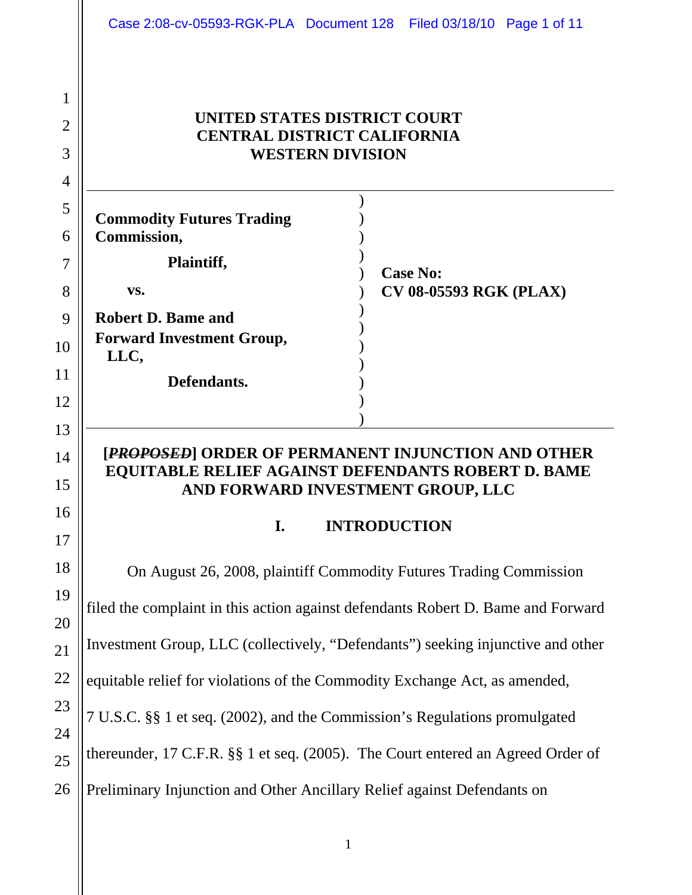**UNITED STATES DISTRICT COURT**
**CENTRAL DISTRICT CALIFORNIA**
**WESTERN DIVISION**

| | |
|---|---|
| **Commodity Futures Trading Commission,** **Plaintiff,** vs. **Robert D. Bame and Forward Investment Group, LLC,** **Defendants.** | **Case No: CV 08-05593 RGK (PLAX)** |

**[~~PROPOSED~~] ORDER OF PERMANENT INJUNCTION AND OTHER EQUITABLE RELIEF AGAINST DEFENDANTS ROBERT D. BAME AND FORWARD INVESTMENT GROUP, LLC**

## I. INTRODUCTION

On August 26, 2008, plaintiff Commodity Futures Trading Commission filed the complaint in this action against defendants Robert D. Bame and Forward Investment Group, LLC (collectively, "Defendants") seeking injunctive and other equitable relief for violations of the Commodity Exchange Act, as amended, 7 U.S.C. §§ 1 et seq. (2002), and the Commission's Regulations promulgated thereunder, 17 C.F.R. §§ 1 et seq. (2005). The Court entered an Agreed Order of Preliminary Injunction and Other Ancillary Relief against Defendants on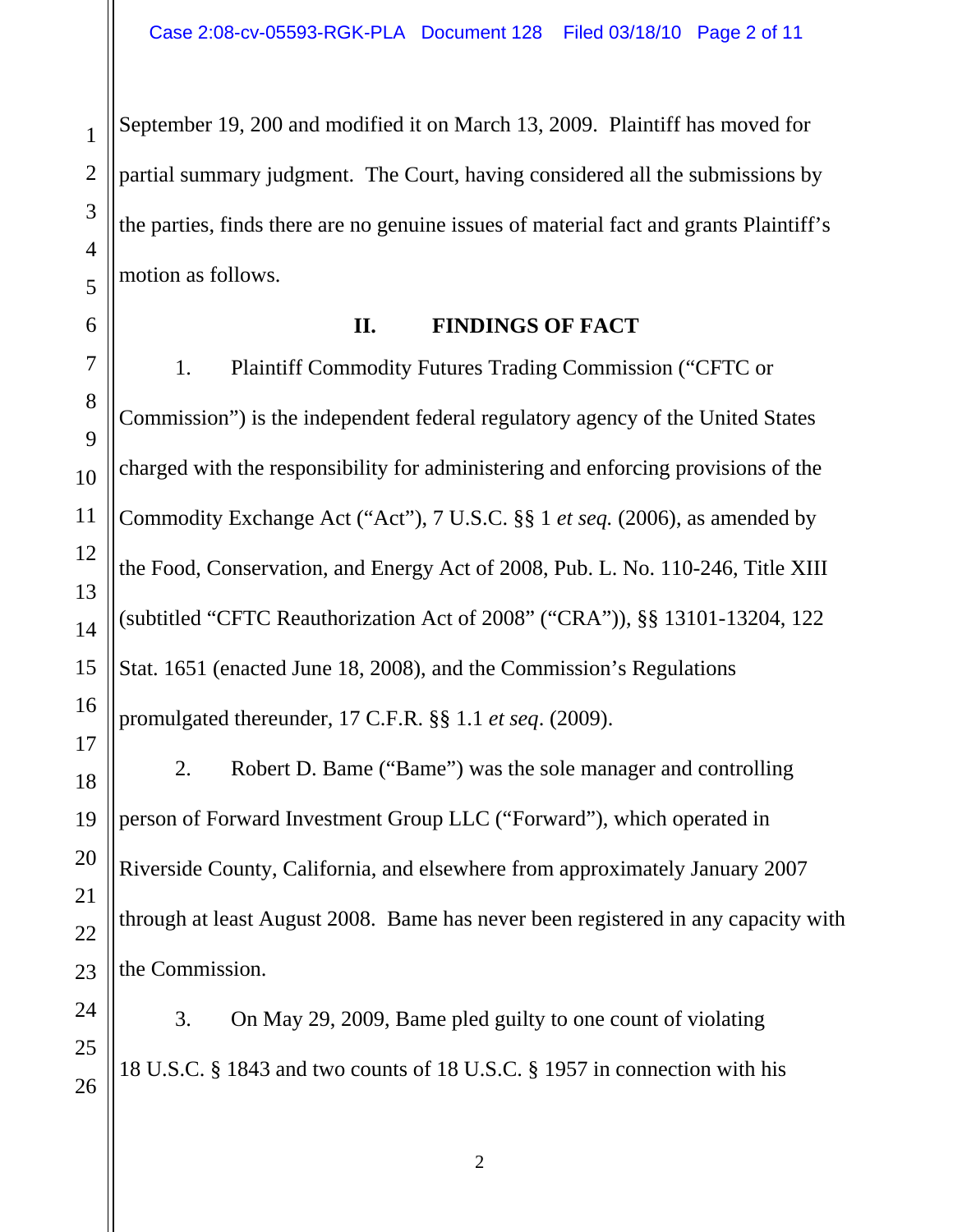September 19, 200 and modified it on March 13, 2009. Plaintiff has moved for partial summary judgment. The Court, having considered all the submissions by the parties, finds there are no genuine issues of material fact and grants Plaintiff's motion as follows.

## II. FINDINGS OF FACT

1. Plaintiff Commodity Futures Trading Commission ("CFTC or Commission") is the independent federal regulatory agency of the United States charged with the responsibility for administering and enforcing provisions of the Commodity Exchange Act ("Act"), 7 U.S.C. §§ 1 *et seq.* (2006), as amended by the Food, Conservation, and Energy Act of 2008, Pub. L. No. 110-246, Title XIII (subtitled "CFTC Reauthorization Act of 2008" ("CRA")), §§ 13101-13204, 122 Stat. 1651 (enacted June 18, 2008), and the Commission's Regulations promulgated thereunder, 17 C.F.R. §§ 1.1 *et seq*. (2009).

2. Robert D. Bame ("Bame") was the sole manager and controlling person of Forward Investment Group LLC ("Forward"), which operated in Riverside County, California, and elsewhere from approximately January 2007 through at least August 2008. Bame has never been registered in any capacity with the Commission.

3. On May 29, 2009, Bame pled guilty to one count of violating 18 U.S.C. § 1843 and two counts of 18 U.S.C. § 1957 in connection with his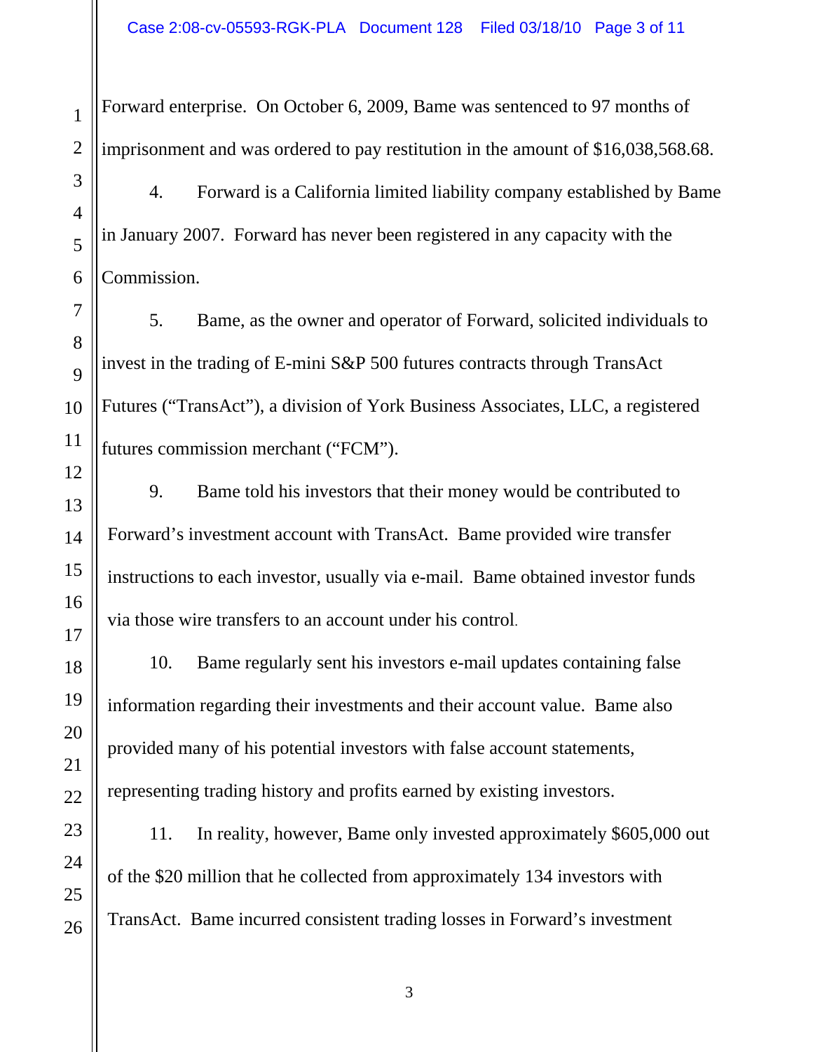Forward enterprise. On October 6, 2009, Bame was sentenced to 97 months of imprisonment and was ordered to pay restitution in the amount of $16,038,568.68.

4. Forward is a California limited liability company established by Bame in January 2007. Forward has never been registered in any capacity with the Commission.

5. Bame, as the owner and operator of Forward, solicited individuals to invest in the trading of E-mini S&P 500 futures contracts through TransAct Futures ("TransAct"), a division of York Business Associates, LLC, a registered futures commission merchant ("FCM").

9. Bame told his investors that their money would be contributed to Forward's investment account with TransAct. Bame provided wire transfer instructions to each investor, usually via e-mail. Bame obtained investor funds via those wire transfers to an account under his control.

10. Bame regularly sent his investors e-mail updates containing false information regarding their investments and their account value. Bame also provided many of his potential investors with false account statements, representing trading history and profits earned by existing investors.

11. In reality, however, Bame only invested approximately $605,000 out of the $20 million that he collected from approximately 134 investors with TransAct. Bame incurred consistent trading losses in Forward's investment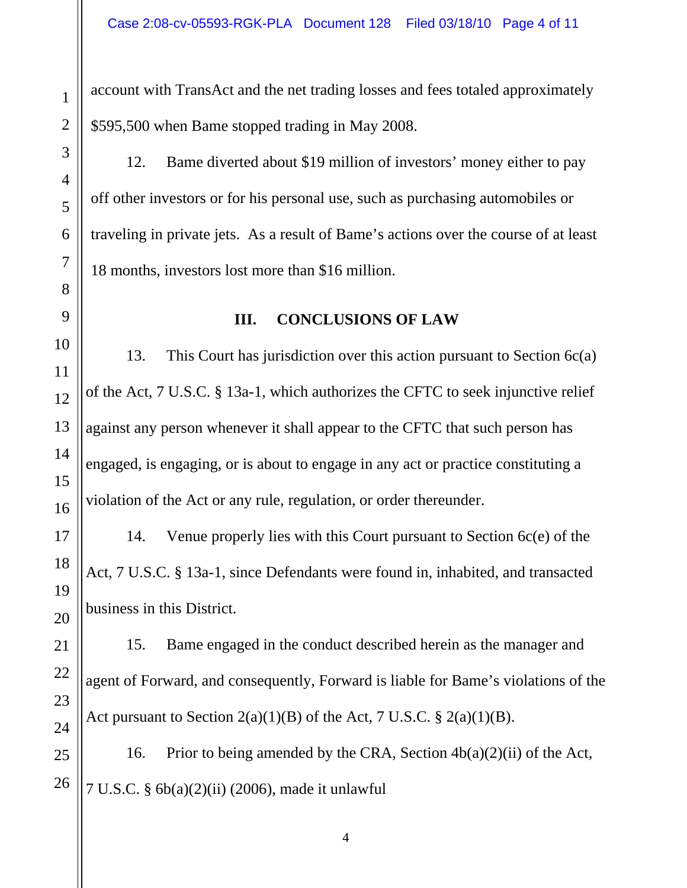account with TransAct and the net trading losses and fees totaled approximately $595,500 when Bame stopped trading in May 2008.

12. Bame diverted about $19 million of investors' money either to pay off other investors or for his personal use, such as purchasing automobiles or traveling in private jets. As a result of Bame's actions over the course of at least 18 months, investors lost more than $16 million.

## III. CONCLUSIONS OF LAW

13. This Court has jurisdiction over this action pursuant to Section 6c(a) of the Act, 7 U.S.C. § 13a-1, which authorizes the CFTC to seek injunctive relief against any person whenever it shall appear to the CFTC that such person has engaged, is engaging, or is about to engage in any act or practice constituting a violation of the Act or any rule, regulation, or order thereunder.

14. Venue properly lies with this Court pursuant to Section 6c(e) of the Act, 7 U.S.C. § 13a-1, since Defendants were found in, inhabited, and transacted business in this District.

15. Bame engaged in the conduct described herein as the manager and agent of Forward, and consequently, Forward is liable for Bame's violations of the Act pursuant to Section 2(a)(1)(B) of the Act, 7 U.S.C. § 2(a)(1)(B).

16. Prior to being amended by the CRA, Section 4b(a)(2)(ii) of the Act, 7 U.S.C. § 6b(a)(2)(ii) (2006), made it unlawful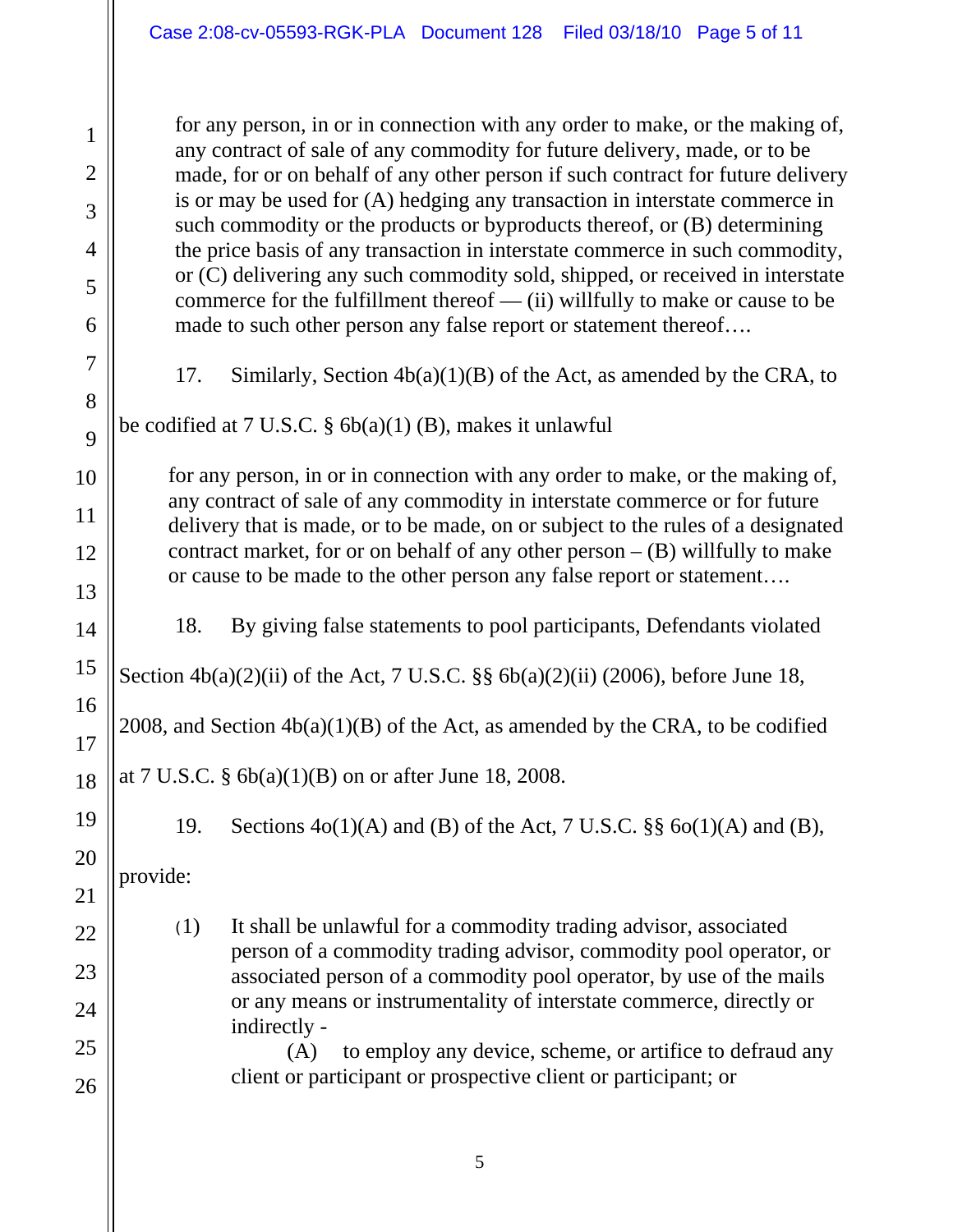> for any person, in or in connection with any order to make, or the making of, any contract of sale of any commodity for future delivery, made, or to be made, for or on behalf of any other person if such contract for future delivery is or may be used for (A) hedging any transaction in interstate commerce in such commodity or the products or byproducts thereof, or (B) determining the price basis of any transaction in interstate commerce in such commodity, or (C) delivering any such commodity sold, shipped, or received in interstate commerce for the fulfillment thereof — (ii) willfully to make or cause to be made to such other person any false report or statement thereof….

17. Similarly, Section 4b(a)(1)(B) of the Act, as amended by the CRA, to be codified at 7 U.S.C. § 6b(a)(1) (B), makes it unlawful

> for any person, in or in connection with any order to make, or the making of, any contract of sale of any commodity in interstate commerce or for future delivery that is made, or to be made, on or subject to the rules of a designated contract market, for or on behalf of any other person – (B) willfully to make or cause to be made to the other person any false report or statement….

18. By giving false statements to pool participants, Defendants violated Section 4b(a)(2)(ii) of the Act, 7 U.S.C. §§ 6b(a)(2)(ii) (2006), before June 18, 2008, and Section 4b(a)(1)(B) of the Act, as amended by the CRA, to be codified at 7 U.S.C. § 6b(a)(1)(B) on or after June 18, 2008.

19. Sections 4o(1)(A) and (B) of the Act, 7 U.S.C. §§ 6o(1)(A) and (B), provide:

> (1) It shall be unlawful for a commodity trading advisor, associated person of a commodity trading advisor, commodity pool operator, or associated person of a commodity pool operator, by use of the mails or any means or instrumentality of interstate commerce, directly or indirectly -
>
> (A) to employ any device, scheme, or artifice to defraud any client or participant or prospective client or participant; or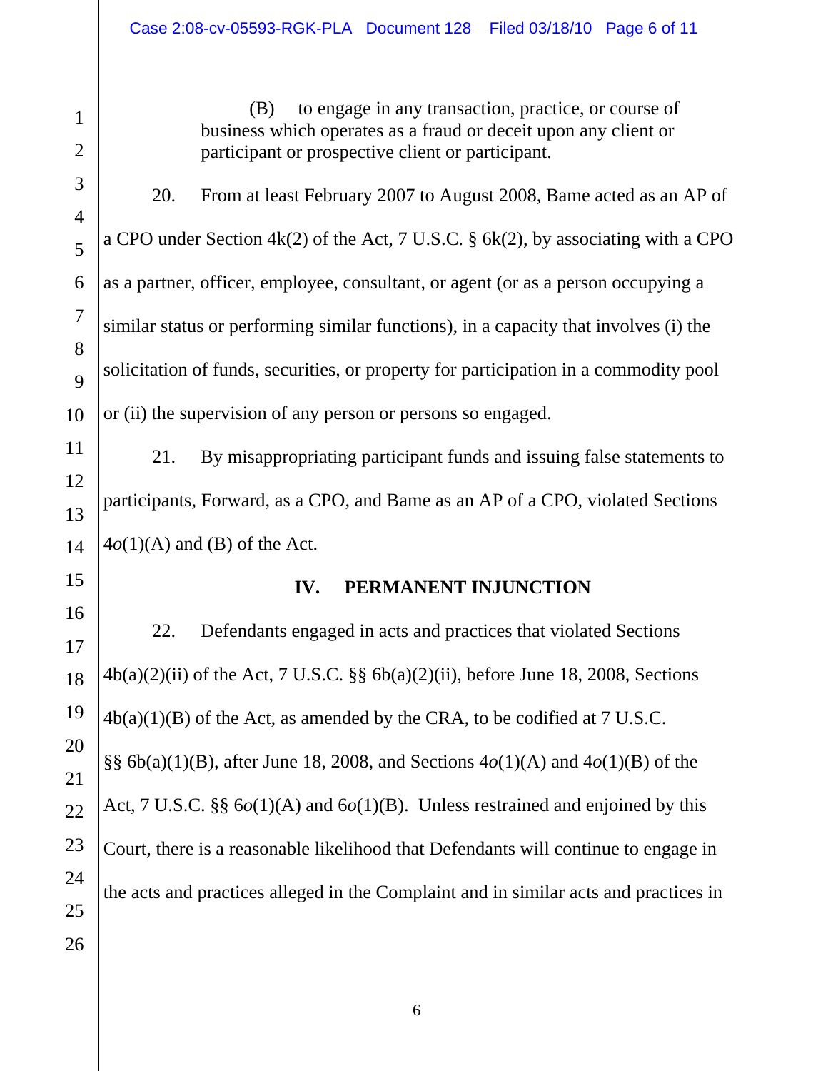(B) to engage in any transaction, practice, or course of business which operates as a fraud or deceit upon any client or participant or prospective client or participant.

20. From at least February 2007 to August 2008, Bame acted as an AP of a CPO under Section 4k(2) of the Act, 7 U.S.C. § 6k(2), by associating with a CPO as a partner, officer, employee, consultant, or agent (or as a person occupying a similar status or performing similar functions), in a capacity that involves (i) the solicitation of funds, securities, or property for participation in a commodity pool or (ii) the supervision of any person or persons so engaged.

21. By misappropriating participant funds and issuing false statements to participants, Forward, as a CPO, and Bame as an AP of a CPO, violated Sections 4*o*(1)(A) and (B) of the Act.

## IV. PERMANENT INJUNCTION

22. Defendants engaged in acts and practices that violated Sections 4b(a)(2)(ii) of the Act, 7 U.S.C. §§ 6b(a)(2)(ii), before June 18, 2008, Sections 4b(a)(1)(B) of the Act, as amended by the CRA, to be codified at 7 U.S.C. §§ 6b(a)(1)(B), after June 18, 2008, and Sections 4*o*(1)(A) and 4*o*(1)(B) of the Act, 7 U.S.C. §§ 6*o*(1)(A) and 6*o*(1)(B). Unless restrained and enjoined by this Court, there is a reasonable likelihood that Defendants will continue to engage in the acts and practices alleged in the Complaint and in similar acts and practices in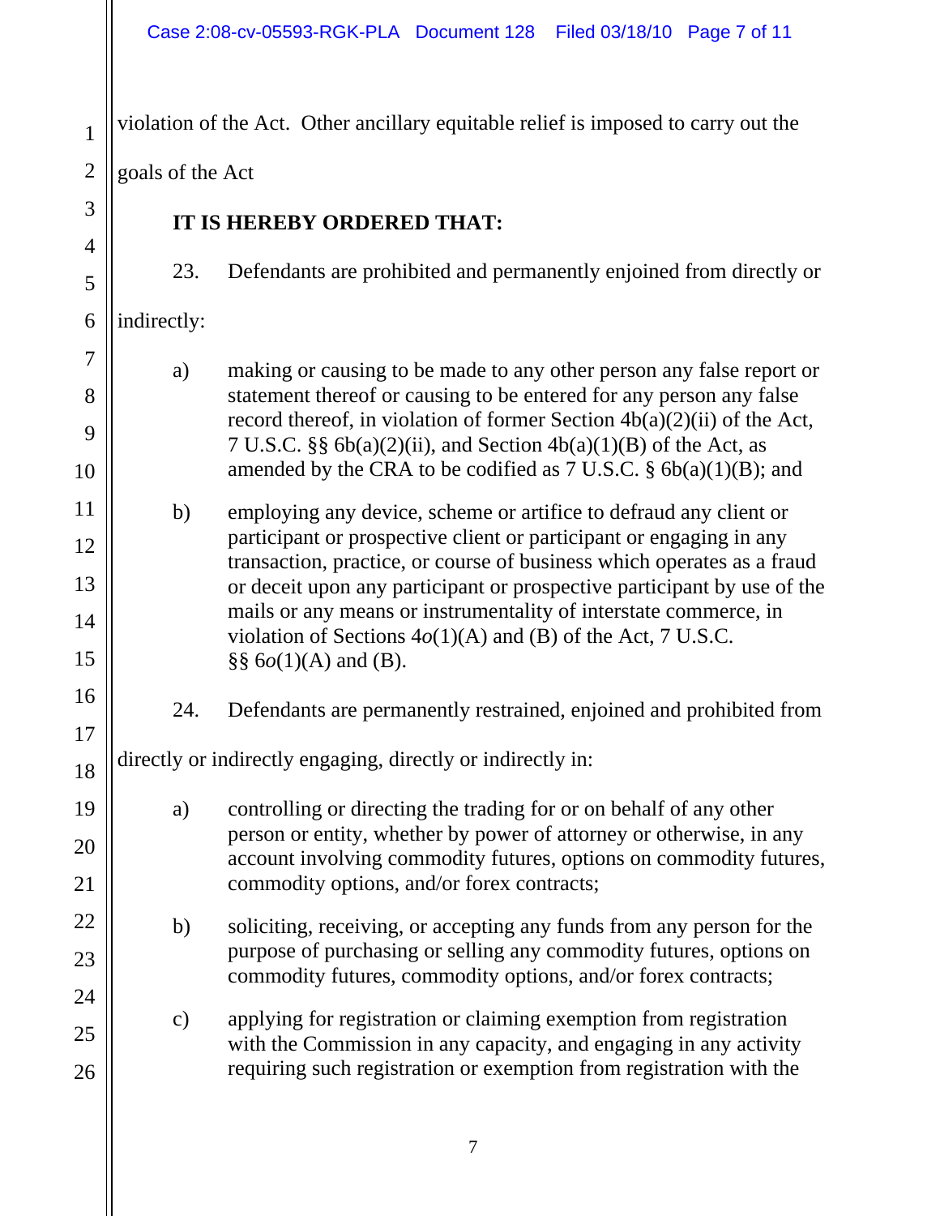violation of the Act. Other ancillary equitable relief is imposed to carry out the goals of the Act

**IT IS HEREBY ORDERED THAT:**

23. Defendants are prohibited and permanently enjoined from directly or indirectly:

a) making or causing to be made to any other person any false report or statement thereof or causing to be entered for any person any false record thereof, in violation of former Section 4b(a)(2)(ii) of the Act, 7 U.S.C. §§ 6b(a)(2)(ii), and Section 4b(a)(1)(B) of the Act, as amended by the CRA to be codified as 7 U.S.C. § 6b(a)(1)(B); and

b) employing any device, scheme or artifice to defraud any client or participant or prospective client or participant or engaging in any transaction, practice, or course of business which operates as a fraud or deceit upon any participant or prospective participant by use of the mails or any means or instrumentality of interstate commerce, in violation of Sections 4*o*(1)(A) and (B) of the Act, 7 U.S.C. §§ 6*o*(1)(A) and (B).

24. Defendants are permanently restrained, enjoined and prohibited from directly or indirectly engaging, directly or indirectly in:

a) controlling or directing the trading for or on behalf of any other person or entity, whether by power of attorney or otherwise, in any account involving commodity futures, options on commodity futures, commodity options, and/or forex contracts;

b) soliciting, receiving, or accepting any funds from any person for the purpose of purchasing or selling any commodity futures, options on commodity futures, commodity options, and/or forex contracts;

c) applying for registration or claiming exemption from registration with the Commission in any capacity, and engaging in any activity requiring such registration or exemption from registration with the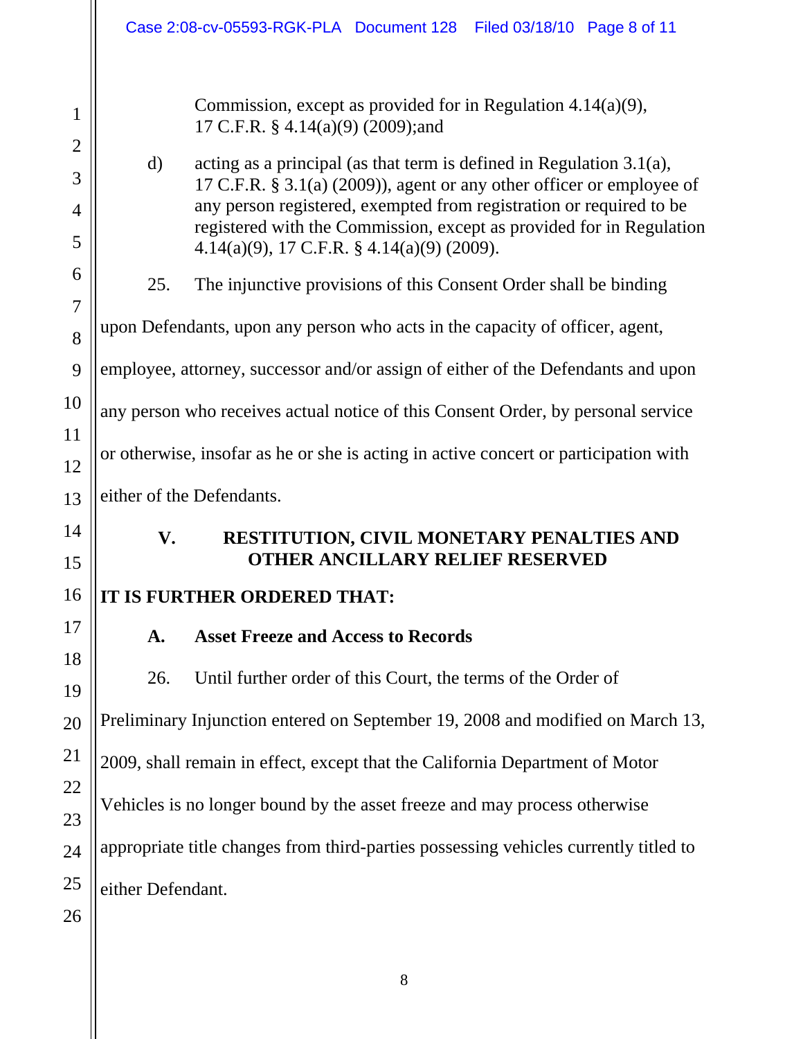Commission, except as provided for in Regulation 4.14(a)(9), 17 C.F.R. § 4.14(a)(9) (2009);and

d) acting as a principal (as that term is defined in Regulation 3.1(a), 17 C.F.R. § 3.1(a) (2009)), agent or any other officer or employee of any person registered, exempted from registration or required to be registered with the Commission, except as provided for in Regulation 4.14(a)(9), 17 C.F.R. § 4.14(a)(9) (2009).

25. The injunctive provisions of this Consent Order shall be binding upon Defendants, upon any person who acts in the capacity of officer, agent, employee, attorney, successor and/or assign of either of the Defendants and upon any person who receives actual notice of this Consent Order, by personal service or otherwise, insofar as he or she is acting in active concert or participation with either of the Defendants.

## V. RESTITUTION, CIVIL MONETARY PENALTIES AND OTHER ANCILLARY RELIEF RESERVED

**IT IS FURTHER ORDERED THAT:**

### A. Asset Freeze and Access to Records

26. Until further order of this Court, the terms of the Order of Preliminary Injunction entered on September 19, 2008 and modified on March 13, 2009, shall remain in effect, except that the California Department of Motor Vehicles is no longer bound by the asset freeze and may process otherwise appropriate title changes from third-parties possessing vehicles currently titled to either Defendant.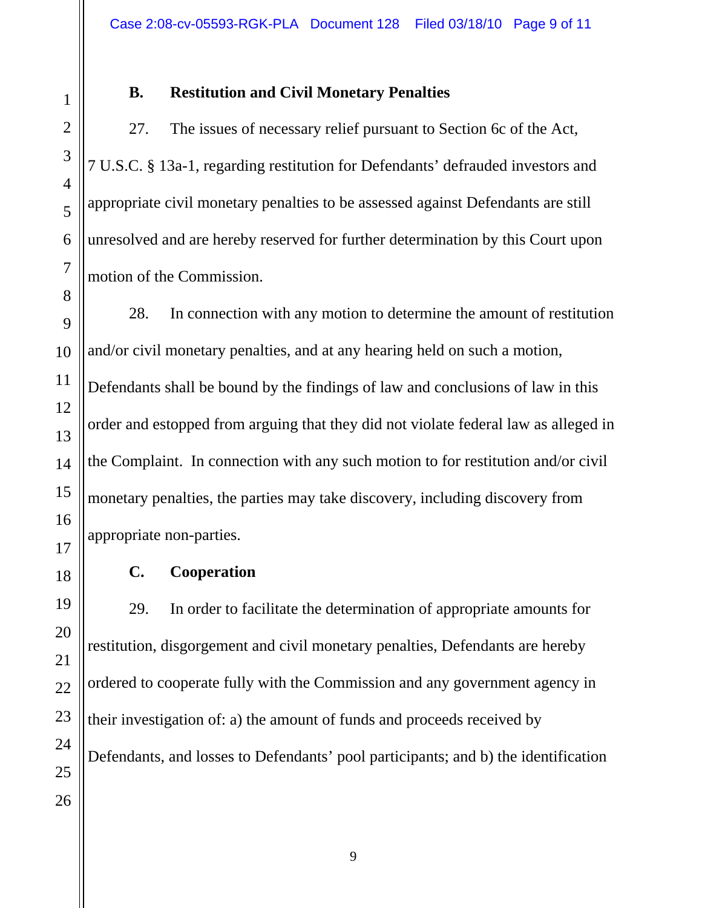### B. Restitution and Civil Monetary Penalties

27. The issues of necessary relief pursuant to Section 6c of the Act, 7 U.S.C. § 13a-1, regarding restitution for Defendants' defrauded investors and appropriate civil monetary penalties to be assessed against Defendants are still unresolved and are hereby reserved for further determination by this Court upon motion of the Commission.

28. In connection with any motion to determine the amount of restitution and/or civil monetary penalties, and at any hearing held on such a motion, Defendants shall be bound by the findings of law and conclusions of law in this order and estopped from arguing that they did not violate federal law as alleged in the Complaint. In connection with any such motion to for restitution and/or civil monetary penalties, the parties may take discovery, including discovery from appropriate non-parties.

### C. Cooperation

29. In order to facilitate the determination of appropriate amounts for restitution, disgorgement and civil monetary penalties, Defendants are hereby ordered to cooperate fully with the Commission and any government agency in their investigation of: a) the amount of funds and proceeds received by Defendants, and losses to Defendants' pool participants; and b) the identification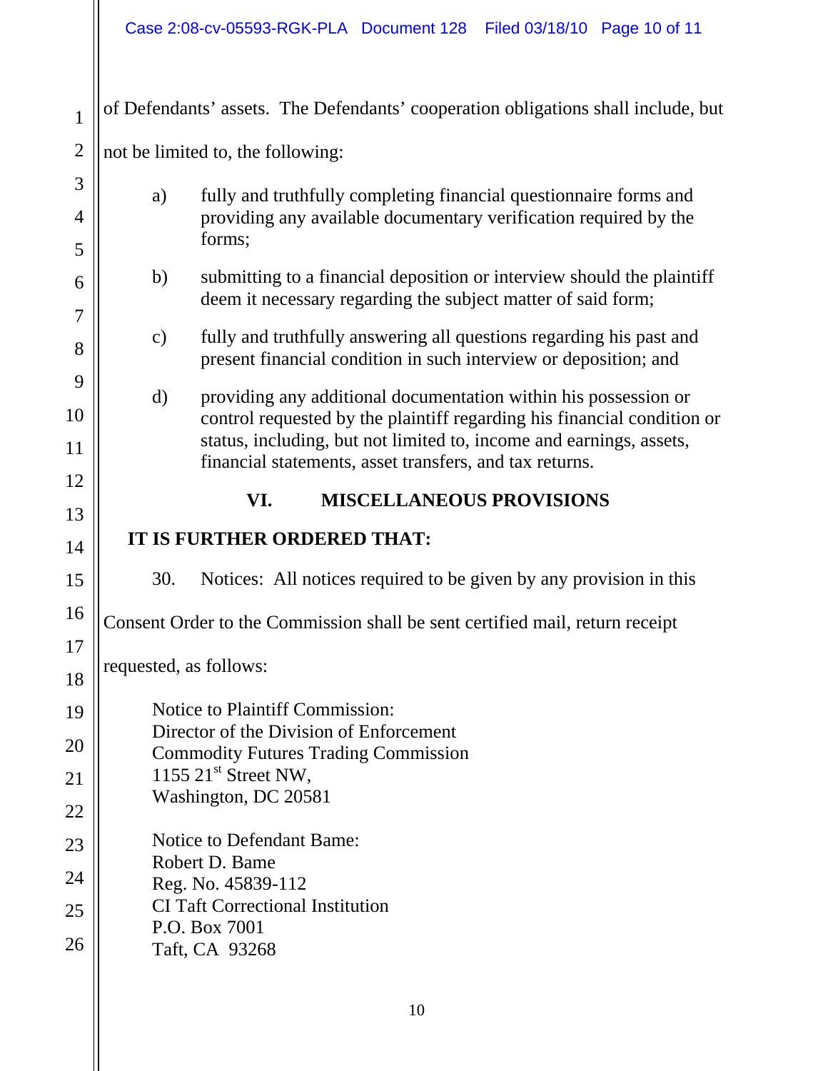of Defendants' assets. The Defendants' cooperation obligations shall include, but not be limited to, the following:

a) fully and truthfully completing financial questionnaire forms and providing any available documentary verification required by the forms;

b) submitting to a financial deposition or interview should the plaintiff deem it necessary regarding the subject matter of said form;

c) fully and truthfully answering all questions regarding his past and present financial condition in such interview or deposition; and

d) providing any additional documentation within his possession or control requested by the plaintiff regarding his financial condition or status, including, but not limited to, income and earnings, assets, financial statements, asset transfers, and tax returns.

## VI. MISCELLANEOUS PROVISIONS

**IT IS FURTHER ORDERED THAT:**

30. Notices: All notices required to be given by any provision in this Consent Order to the Commission shall be sent certified mail, return receipt requested, as follows:

Notice to Plaintiff Commission:
Director of the Division of Enforcement
Commodity Futures Trading Commission
1155 21st Street NW,
Washington, DC 20581

Notice to Defendant Bame:
Robert D. Bame
Reg. No. 45839-112
CI Taft Correctional Institution
P.O. Box 7001
Taft, CA 93268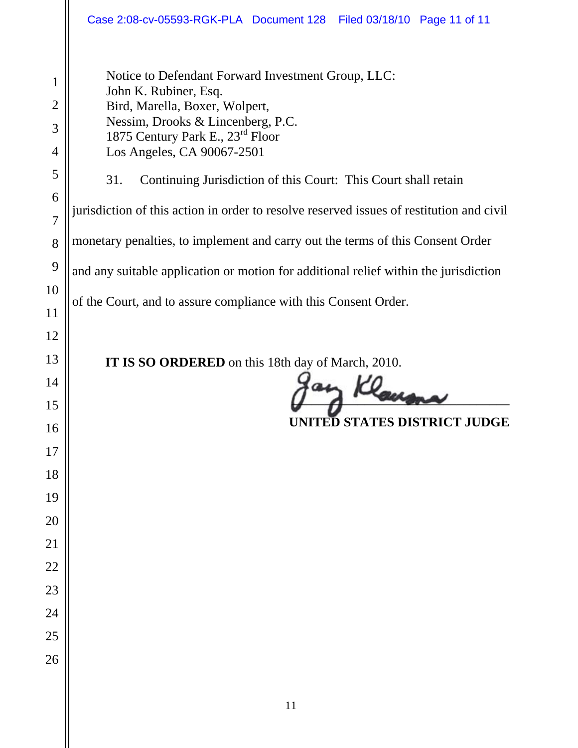Notice to Defendant Forward Investment Group, LLC:
John K. Rubiner, Esq.
Bird, Marella, Boxer, Wolpert,
Nessim, Drooks & Lincenberg, P.C.
1875 Century Park E., 23rd Floor
Los Angeles, CA 90067-2501

31. Continuing Jurisdiction of this Court: This Court shall retain jurisdiction of this action in order to resolve reserved issues of restitution and civil monetary penalties, to implement and carry out the terms of this Consent Order and any suitable application or motion for additional relief within the jurisdiction of the Court, and to assure compliance with this Consent Order.

**IT IS SO ORDERED** on this 18th day of March, 2010.

Gary Klausner

**UNITED STATES DISTRICT JUDGE**